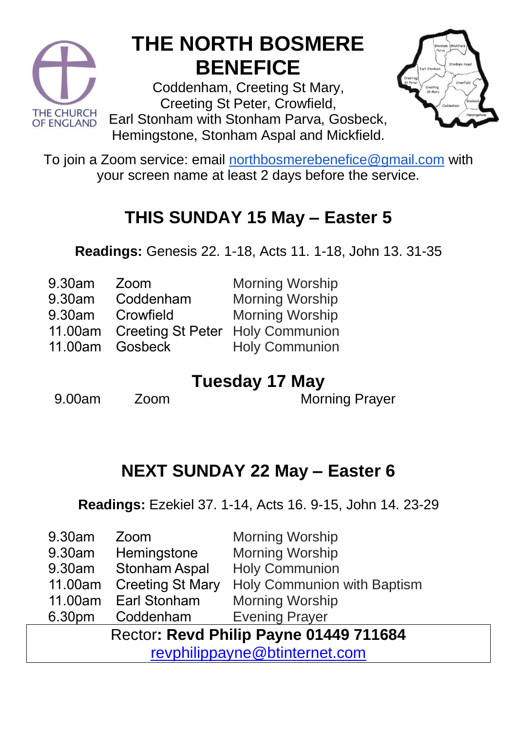# THE NORTH BOSMERE BENEFICE

Coddenham, Creeting St Mary, Creeting St Peter, Crowfield, Earl Stonham with Stonham Parva, Gosbeck, Hemingstone, Stonham Aspal and Mickfield.

To join a Zoom service: email northbosmerebenefice@gmail.com with your screen name at least 2 days before the service.

## THIS SUNDAY 15 May – Easter 5

**Readings:** Genesis 22. 1-18, Acts 11. 1-18, John 13. 31-35

| | | |
|---|---|---|
| 9.30am | Zoom | Morning Worship |
| 9.30am | Coddenham | Morning Worship |
| 9.30am | Crowfield | Morning Worship |
| 11.00am | Creeting St Peter | Holy Communion |
| 11.00am | Gosbeck | Holy Communion |

## Tuesday 17 May

| | | |
|---|---|---|
| 9.00am | Zoom | Morning Prayer |

## NEXT SUNDAY 22 May – Easter 6

**Readings:** Ezekiel 37. 1-14, Acts 16. 9-15, John 14. 23-29

| | | |
|---|---|---|
| 9.30am | Zoom | Morning Worship |
| 9.30am | Hemingstone | Morning Worship |
| 9.30am | Stonham Aspal | Holy Communion |
| 11.00am | Creeting St Mary | Holy Communion with Baptism |
| 11.00am | Earl Stonham | Morning Worship |
| 6.30pm | Coddenham | Evening Prayer |

Rector**: Revd Philip Payne 01449 711684**
revphilippayne@btinternet.com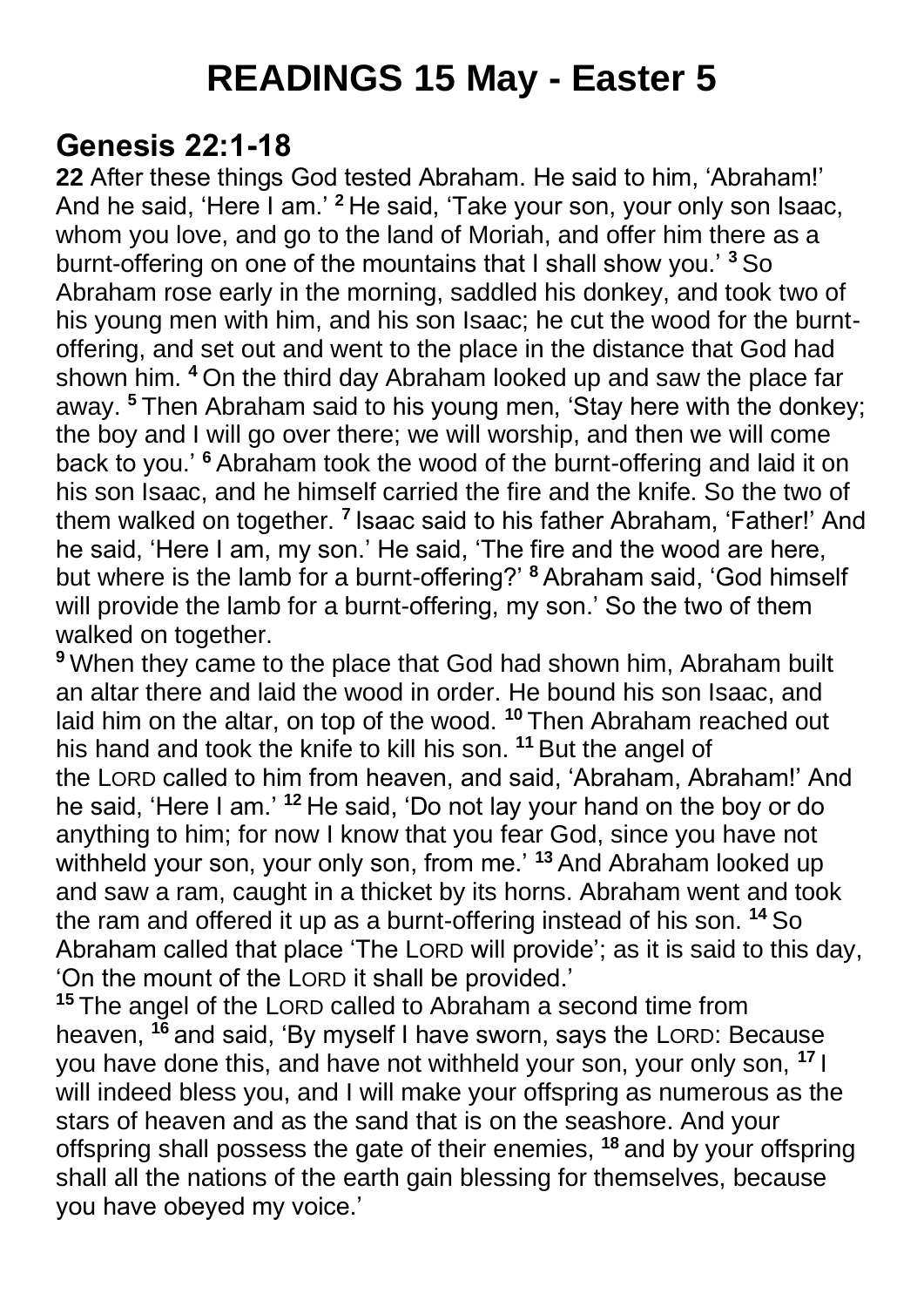# READINGS 15 May - Easter 5

## Genesis 22:1-18

**22** After these things God tested Abraham. He said to him, 'Abraham!' And he said, 'Here I am.' **2** He said, 'Take your son, your only son Isaac, whom you love, and go to the land of Moriah, and offer him there as a burnt-offering on one of the mountains that I shall show you.' **3** So Abraham rose early in the morning, saddled his donkey, and took two of his young men with him, and his son Isaac; he cut the wood for the burnt-offering, and set out and went to the place in the distance that God had shown him. **4** On the third day Abraham looked up and saw the place far away. **5** Then Abraham said to his young men, 'Stay here with the donkey; the boy and I will go over there; we will worship, and then we will come back to you.' **6** Abraham took the wood of the burnt-offering and laid it on his son Isaac, and he himself carried the fire and the knife. So the two of them walked on together. **7** Isaac said to his father Abraham, 'Father!' And he said, 'Here I am, my son.' He said, 'The fire and the wood are here, but where is the lamb for a burnt-offering?' **8** Abraham said, 'God himself will provide the lamb for a burnt-offering, my son.' So the two of them walked on together.

**9** When they came to the place that God had shown him, Abraham built an altar there and laid the wood in order. He bound his son Isaac, and laid him on the altar, on top of the wood. **10** Then Abraham reached out his hand and took the knife to kill his son. **11** But the angel of the LORD called to him from heaven, and said, 'Abraham, Abraham!' And he said, 'Here I am.' **12** He said, 'Do not lay your hand on the boy or do anything to him; for now I know that you fear God, since you have not withheld your son, your only son, from me.' **13** And Abraham looked up and saw a ram, caught in a thicket by its horns. Abraham went and took the ram and offered it up as a burnt-offering instead of his son. **14** So Abraham called that place 'The LORD will provide'; as it is said to this day, 'On the mount of the LORD it shall be provided.'

**15** The angel of the LORD called to Abraham a second time from heaven, **16** and said, 'By myself I have sworn, says the LORD: Because you have done this, and have not withheld your son, your only son, **17** I will indeed bless you, and I will make your offspring as numerous as the stars of heaven and as the sand that is on the seashore. And your offspring shall possess the gate of their enemies, **18** and by your offspring shall all the nations of the earth gain blessing for themselves, because you have obeyed my voice.'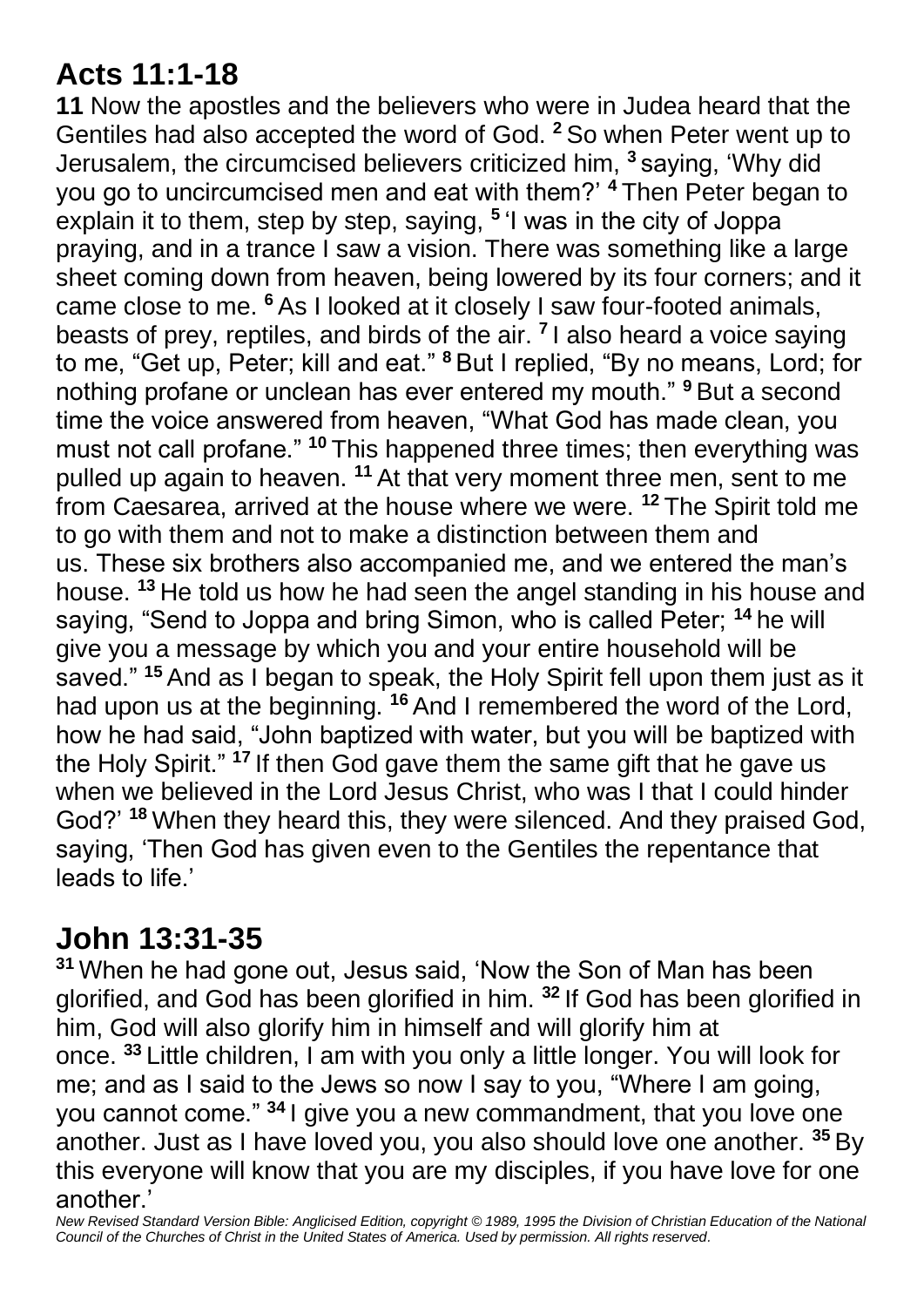## Acts 11:1-18

**11** Now the apostles and the believers who were in Judea heard that the Gentiles had also accepted the word of God. **2** So when Peter went up to Jerusalem, the circumcised believers criticized him, **3** saying, 'Why did you go to uncircumcised men and eat with them?' **4** Then Peter began to explain it to them, step by step, saying, **5** 'I was in the city of Joppa praying, and in a trance I saw a vision. There was something like a large sheet coming down from heaven, being lowered by its four corners; and it came close to me. **6** As I looked at it closely I saw four-footed animals, beasts of prey, reptiles, and birds of the air. **7** I also heard a voice saying to me, "Get up, Peter; kill and eat." **8** But I replied, "By no means, Lord; for nothing profane or unclean has ever entered my mouth." **9** But a second time the voice answered from heaven, "What God has made clean, you must not call profane." **10** This happened three times; then everything was pulled up again to heaven. **11** At that very moment three men, sent to me from Caesarea, arrived at the house where we were. **12** The Spirit told me to go with them and not to make a distinction between them and us. These six brothers also accompanied me, and we entered the man's house. **13** He told us how he had seen the angel standing in his house and saying, "Send to Joppa and bring Simon, who is called Peter; **14** he will give you a message by which you and your entire household will be saved." **15** And as I began to speak, the Holy Spirit fell upon them just as it had upon us at the beginning. **16** And I remembered the word of the Lord, how he had said, "John baptized with water, but you will be baptized with the Holy Spirit." **17** If then God gave them the same gift that he gave us when we believed in the Lord Jesus Christ, who was I that I could hinder God?' **18** When they heard this, they were silenced. And they praised God, saying, 'Then God has given even to the Gentiles the repentance that leads to life.'

## John 13:31-35

**31** When he had gone out, Jesus said, 'Now the Son of Man has been glorified, and God has been glorified in him. **32** If God has been glorified in him, God will also glorify him in himself and will glorify him at once. **33** Little children, I am with you only a little longer. You will look for me; and as I said to the Jews so now I say to you, "Where I am going, you cannot come." **34** I give you a new commandment, that you love one another. Just as I have loved you, you also should love one another. **35** By this everyone will know that you are my disciples, if you have love for one another.'

*New Revised Standard Version Bible: Anglicised Edition, copyright © 1989, 1995 the Division of Christian Education of the National Council of the Churches of Christ in the United States of America. Used by permission. All rights reserved.*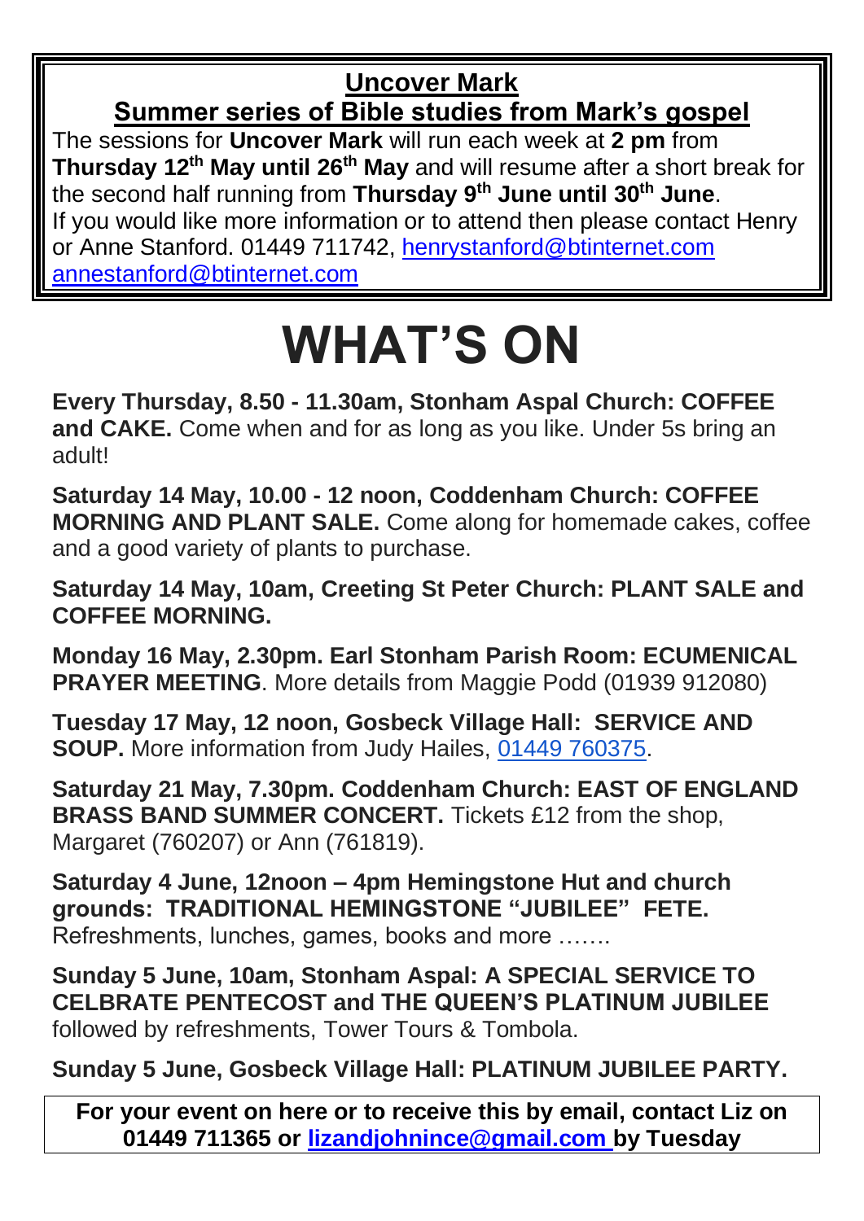## Uncover Mark

### Summer series of Bible studies from Mark's gospel

The sessions for **Uncover Mark** will run each week at **2 pm** from **Thursday 12th May until 26th May** and will resume after a short break for the second half running from **Thursday 9th June until 30th June**. If you would like more information or to attend then please contact Henry or Anne Stanford. 01449 711742, henrystanford@btinternet.com annestanford@btinternet.com

# WHAT'S ON

**Every Thursday, 8.50 - 11.30am, Stonham Aspal Church: COFFEE and CAKE.** Come when and for as long as you like. Under 5s bring an adult!

**Saturday 14 May, 10.00 - 12 noon, Coddenham Church: COFFEE MORNING AND PLANT SALE.** Come along for homemade cakes, coffee and a good variety of plants to purchase.

**Saturday 14 May, 10am, Creeting St Peter Church: PLANT SALE and COFFEE MORNING.**

**Monday 16 May, 2.30pm. Earl Stonham Parish Room: ECUMENICAL PRAYER MEETING**. More details from Maggie Podd (01939 912080)

**Tuesday 17 May, 12 noon, Gosbeck Village Hall: SERVICE AND SOUP.** More information from Judy Hailes, 01449 760375.

**Saturday 21 May, 7.30pm. Coddenham Church: EAST OF ENGLAND BRASS BAND SUMMER CONCERT.** Tickets £12 from the shop, Margaret (760207) or Ann (761819).

**Saturday 4 June, 12noon – 4pm Hemingstone Hut and church grounds: TRADITIONAL HEMINGSTONE "JUBILEE" FETE.** Refreshments, lunches, games, books and more …….

**Sunday 5 June, 10am, Stonham Aspal: A SPECIAL SERVICE TO CELBRATE PENTECOST and THE QUEEN'S PLATINUM JUBILEE** followed by refreshments, Tower Tours & Tombola.

**Sunday 5 June, Gosbeck Village Hall: PLATINUM JUBILEE PARTY.**

**For your event on here or to receive this by email, contact Liz on 01449 711365 or lizandjohnince@gmail.com by Tuesday**